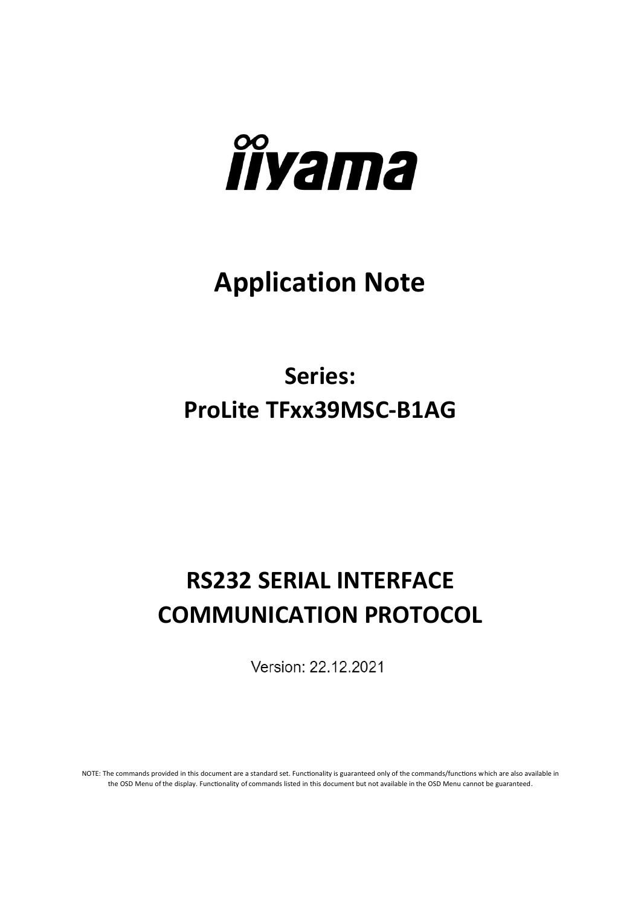# iiyama

# Application Note

## Series:
## ProLite TFxx39MSC-B1AG

# RS232 SERIAL INTERFACE COMMUNICATION PROTOCOL

Version: 22.12.2021

NOTE: The commands provided in this document are a standard set. Functionality is guaranteed only of the commands/functions which are also available in the OSD Menu of the display. Functionality of commands listed in this document but not available in the OSD Menu cannot be guaranteed.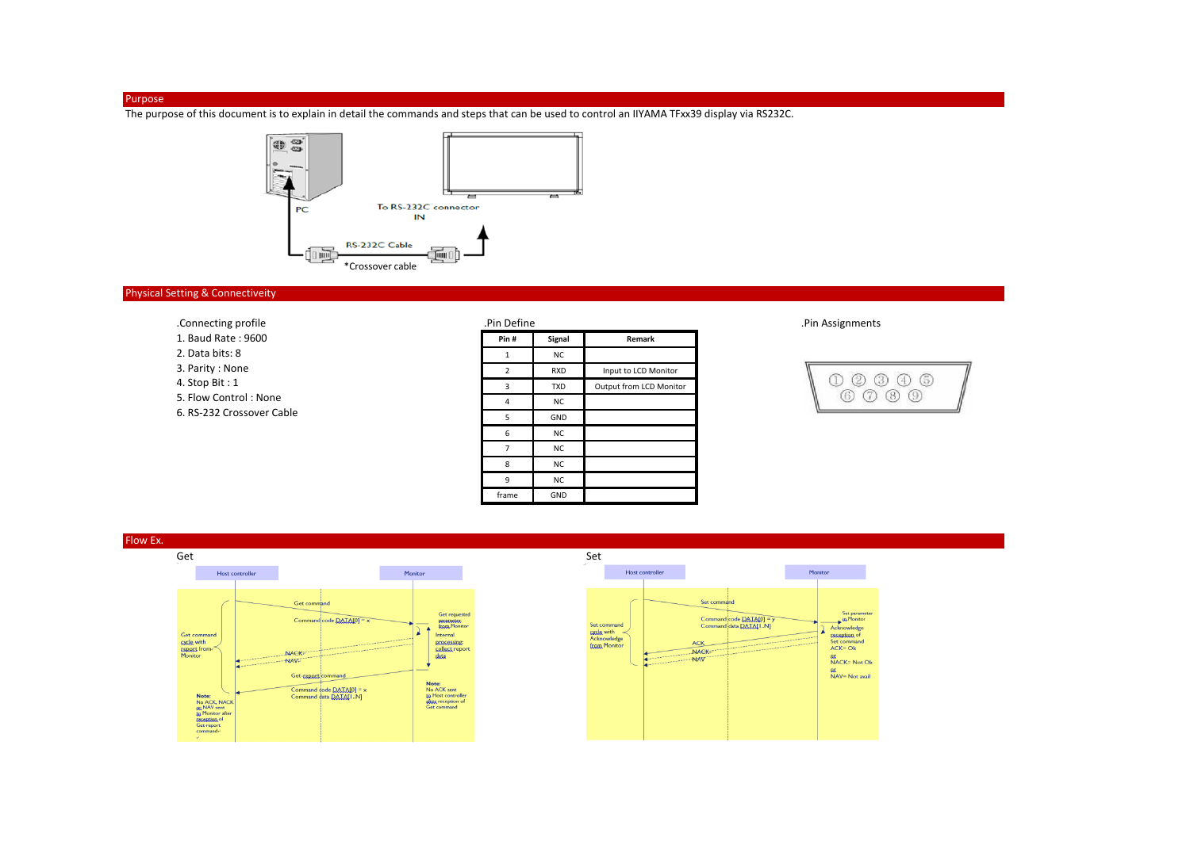## Purpose

The purpose of this document is to explain in detail the commands and steps that can be used to control an IIYAMA TFxx39 display via RS232C.

PC

To RS-232C connector IN

RS-232C Cable

*Crossover cable

## Physical Setting & Connectiveity

.Connecting profile

1. Baud Rate : 9600
2. Data bits: 8
3. Parity : None
4. Stop Bit : 1
5. Flow Control : None
6. RS-232 Crossover Cable

.Pin Define

| Pin # | Signal | Remark |
|---|---|---|
| 1 | NC | |
| 2 | RXD | Input to LCD Monitor |
| 3 | TXD | Output from LCD Monitor |
| 4 | NC | |
| 5 | GND | |
| 6 | NC | |
| 7 | NC | |
| 8 | NC | |
| 9 | NC | |
| frame | GND | |

.Pin Assignments

① ② ③ ④ ⑤
⑥ ⑦ ⑧ ⑨

## Flow Ex.

### Get

Host controller — Monitor

- Get command
- Command code DATA[0] = x
- Get requested parameter from Monitor
- Internal processing: collect report data
- NACK
- NAV
- Get report command
- Command code DATA[0] = x
- Command data DATA[1..N]

Get command cycle with report from Monitor

Note: No ACK, NACK or NAV sent to Monitor after reception of Get-report command

Note: No ACK sent to Host controller after reception of Get command

### Set

Host controller — Monitor

- Set command
- Command code DATA[0] = y
- Command data DATA[1..N]
- Set parameter to Monitor
- Acknowledge reception of Set command
- ACK
- NACK
- NAV

Set command cycle with Acknowledge from Monitor

ACK= Ok
or
NACK= Not Ok
or
NAV= Not avail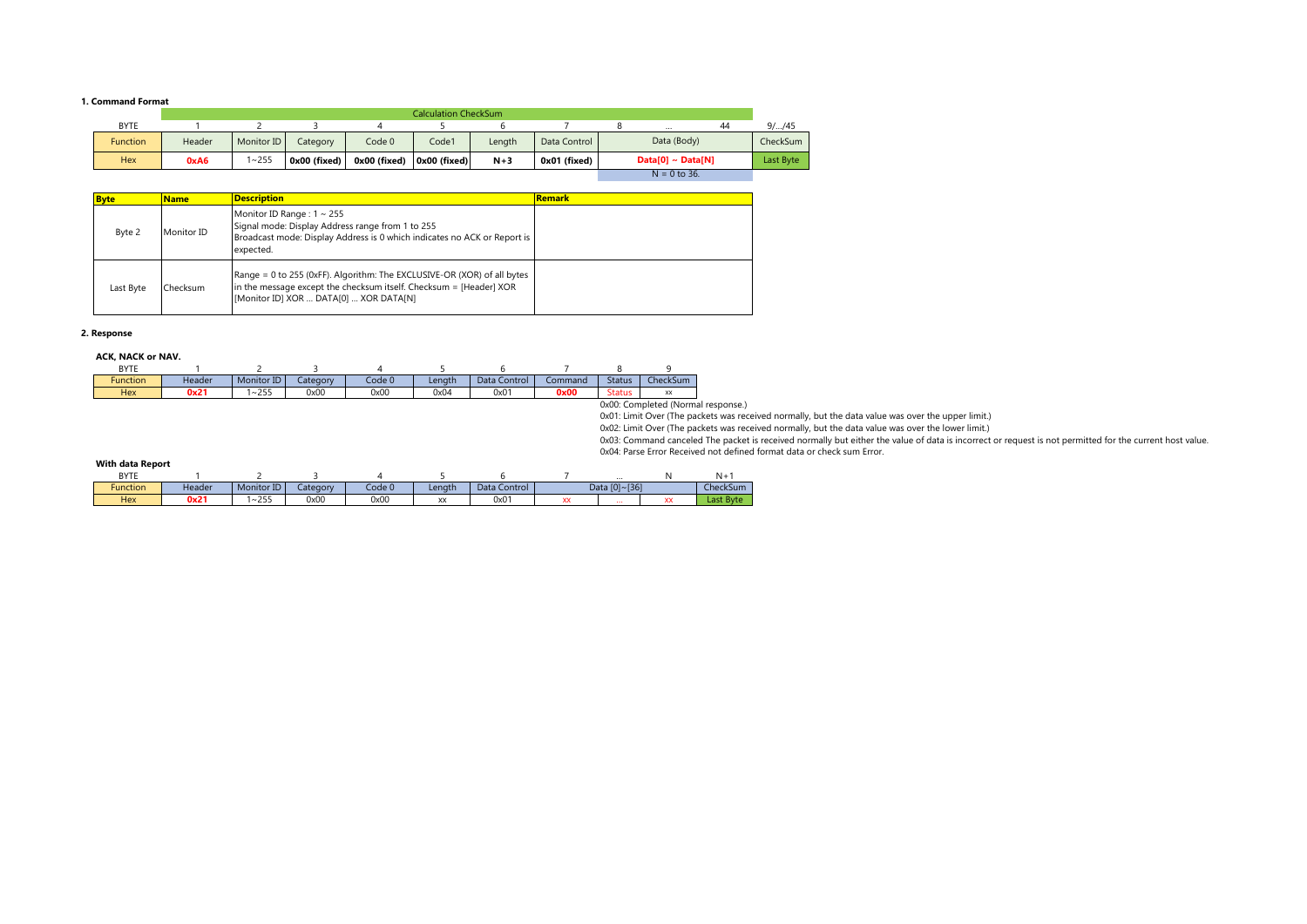**1. Command Format**

| | Calculation CheckSum | | | | | | | | | | |
|---|---|---|---|---|---|---|---|---|---|---|---|
| BYTE | 1 | 2 | 3 | 4 | 5 | 6 | 7 | 8 | … | 44 | 9/…/45 |
| Function | Header | Monitor ID | Category | Code 0 | Code1 | Length | Data Control | Data (Body) | | | CheckSum |
| Hex | **0xA6** | 1~255 | **0x00 (fixed)** | **0x00 (fixed)** | **0x00 (fixed)** | **N+3** | **0x01 (fixed)** | **Data[0] ~ Data[N]** | | | Last Byte |
| | | | | | | | | N = 0 to 36. | | | |

| Byte | Name | Description | Remark |
|---|---|---|---|
| Byte 2 | Monitor ID | Monitor ID Range : 1 ~ 255<br>Signal mode: Display Address range from 1 to 255<br>Broadcast mode: Display Address is 0 which indicates no ACK or Report is expected. | |
| Last Byte | Checksum | Range = 0 to 255 (0xFF). Algorithm: The EXCLUSIVE-OR (XOR) of all bytes in the message except the checksum itself. Checksum = [Header] XOR [Monitor ID] XOR … DATA[0] … XOR DATA[N] | |

**2. Response**

**ACK, NACK or NAV.**

| BYTE | 1 | 2 | 3 | 4 | 5 | 6 | 7 | 8 | 9 |
|---|---|---|---|---|---|---|---|---|---|
| Function | Header | Monitor ID | Category | Code 0 | Length | Data Control | Command | Status | CheckSum |
| Hex | **0x21** | 1~255 | 0x00 | 0x00 | 0x04 | 0x01 | **0x00** | Status | xx |

0x00: Completed (Normal response.)
0x01: Limit Over (The packets was received normally, but the data value was over the upper limit.)
0x02: Limit Over (The packets was received normally, but the data value was over the lower limit.)
0x03: Command canceled The packet is received normally but either the value of data is incorrect or request is not permitted for the current host value.
0x04: Parse Error Received not defined format data or check sum Error.

**With data Report**

| BYTE | 1 | 2 | 3 | 4 | 5 | 6 | 7 | … | N | N+1 |
|---|---|---|---|---|---|---|---|---|---|---|
| Function | Header | Monitor ID | Category | Code 0 | Length | Data Control | Data [0]~[36] | | | CheckSum |
| Hex | **0x21** | 1~255 | 0x00 | 0x00 | xx | 0x01 | xx | … | xx | Last Byte |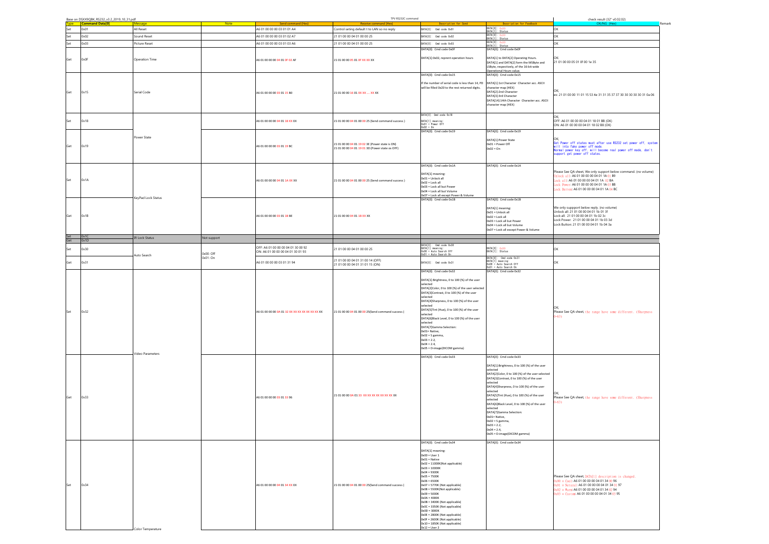Base on DSXX9QBK_RS232_v3.2_2019_10_31.pdf

TPV RS232C command

check result (32" v0.02.02)

| Type | Command Data[0] | Message | Note | Send command (Hex) | Receive command (Hex) | Description for Send | Description for Feedback | OK/NG (Hex) | Remark |
|---|---|---|---|---|---|---|---|---|---|
| Set | 0x01 | All Reset | | A6 01 00 00 00 03 01 01 A4 | Control seting default t to LAN so no reply | DATA[0]: Cmd code 0x01 | DATA[0]: 0x00 DATA[1]: Status | OK | |
| Set | 0x02 | Sound Reset | | A6 01 00 00 00 03 01 02 A7 | 21 01 00 00 04 01 00 00 25 | DATA[0]: Cmd code 0x02 | DATA[0]: 0x00 DATA[1]: Status | OK | |
| Set | 0x03 | Picture Reset | | A6 01 00 00 00 03 01 03 A6 | 21 01 00 00 04 01 00 00 25 | DATA[0]: Cmd code 0x03 | DATA[0]: 0x00 DATA[1]: Status | OK | |
| Get | 0x0F | Operation Time | | A6 01 00 00 00 04 01 0F 02 AF | 21 01 00 00 05 01 0F XX XX XX | DATA[0]: Cmd code 0x0F<br>DATA[1]:0x02, reprent operation hours | DATA[0]: Cmd code 0x0F<br>DATA[1] to DATA[2] Operating Hours. DATA[1] and DATA[2] form the MSByte and LSByte, respectively, of the 16-bit-wide Operational Hours value. | OK:<br>21 01 00 00 05 01 0f 00 1e 35 | |
| Get | 0x15 | Serial Code | | A6 01 00 00 00 03 01 15 B0 | 21 01 00 00 16 01 XX XX .... XX XX | DATA[0]: Cmd code 0x15<br>If the number of serial code is less than 14, PD will be filled 0x20 to the rest returned digits. | DATA[0]: Cmd code 0x15<br>DATA[1]:1st Character Character acc. ASCII character map (HEX)<br>DATA[2]:2nd Character<br>DATA[3]:3rd Character<br>DATA[14]:14th Character Character acc. ASCII character map (HEX) | OK;<br>ex: 21 01 00 00 11 01 15 53 4e 31 31 35 37 37 30 30 30 30 31 0a 06 | |
| Set | 0x18 | Power State | | A6 01 00 00 00 04 01 18 XX XX | 21 01 00 00 04 01 00 00 25 (Send command success ) | DATA[0]: Cmd code 0x18<br>DATA[1] meaning:<br>0x01 = Power Off<br>0x02 = On | | OK;<br>OFF: A6 01 00 00 00 04 01 18 01 BB (OK)<br>ON: A6 01 00 00 00 04 01 18 02 B8 (OK) | |
| Get | 0x19 | Power State | | A6 01 00 00 00 03 01 19 BC | 21 01 00 00 04 01 19 02 3E (Power state is ON)<br>21 01 00 00 04 01 19 01 3D (Power state os OFF) | DATA[0]: Cmd code 0x19 | DATA[0]: Cmd code 0x19<br>DATA[1]:Power State<br>0x01 = Power Off<br>0x02 = On | OK;<br>Get Power off states must after use RS232 set power off, system will into fake power off mode.<br>Normal power key off, will become real power off mode, don't support get power off states. | |
| Set | 0x1A | KeyPad Lock Status | | A6 01 00 00 00 04 01 1A XX XX | 21 01 00 00 04 01 00 00 25 (Send command success ) | DATA[0]: Cmd code 0x1A<br>DATA[1] meaning:<br>0x01 = Unlock all<br>0x02 = Lock all<br>0x03 = Lock all but Power<br>0x04 = Lock all but Volume<br>0x07 = Lock all except Power & Volume | | Please See QA sheet, We only support below command. (no volume)<br>Unlock all: A6 01 00 00 00 04 01 1A 01 B9<br>Lock all: A6 01 00 00 00 04 01 1A 02 BA<br>Lock Power: A6 01 00 00 00 04 01 1A 03 BB<br>Lock Button: A6 01 00 00 00 04 01 1A 04 BC | |
| Get | 0x1B | KeyPad Lock Status | | A6 01 00 00 00 03 01 1B BE | 21 01 00 00 04 01 1B XX XX | DATA[0]: Cmd code 0x1B | DATA[0]: Cmd code 0x1B<br>DATA[1] meaning:<br>0x01 = Unlock all<br>0x02 = Lock all<br>0x03 = Lock all but Power<br>0x04 = Lock all but Volume<br>0x07 = Lock all except Power & Volume | We only suppport below reply. (no volume)<br>Unlock all: 21 01 00 00 04 01 1b 01 3f<br>Lock all: 21 01 00 00 04 01 1b 02 3c<br>Lock Power: 21 01 00 00 04 01 1b 03 3d<br>Lock Button: 21 01 00 00 04 01 1b 04 3a | |
| Set | 0x1C | IR Lock Status | Not support | | | | | | |
| Get | 0x1D | IR Lock Status | Not support | | | | | | |
| Set | 0x30 | Auto Search | 0x00: Off<br>0x01: On | OFF: A6 01 00 00 00 04 01 30 00 92<br>ON: A6 01 00 00 00 04 01 30 01 93 | 21 01 00 00 04 01 00 00 25 | DATA[0]: Cmd code 0x30<br>DATA[1] meaning:<br>0x00 = Auto Search Off<br>0x01 = Auto Search On | DATA[0]: 0x00<br>DATA[1]: Status | OK | |
| Get | 0x31 | Auto Search | 0x00: Off<br>0x01: On | A6 01 00 00 00 03 01 31 94 | 21 01 00 00 04 01 31 00 14 (OFF)<br>21 01 00 00 04 01 31 01 15 (ON) | DATA[0]: Cmd code 0x31 | DATA[0]: Cmd code 0x31<br>DATA[1] meaning:<br>0x00 = Auto Search Off<br>0x01 = Auto Search On | OK | |
| Set | 0x32 | Video Parameters | | A6 01 00 00 00 0A 01 32 XX XX XX XX XX XX XX XX | 21 01 00 00 04 01 00 00 25(Send command success ) | DATA[0]: Cmd code 0x32<br>DATA[1]:Brightness, 0 to 100 (%) of the user selected<br>DATA[2]Color, 0 to 100 (%) of the user selected<br>DATA[3]Contrast, 0 to 100 (%) of the user selected<br>DATA[4]Sharpness, 0 to 100 (%) of the user selected<br>DATA[5]Tint (Hue), 0 to 100 (%) of the user selected<br>DATA[6]Black Level, 0 to 100 (%) of the user selected<br>DATA[7]Gamma Selection:<br>0x01= Native,<br>0x02 = S gamma,<br>0x03 = 2.2,<br>0x04 = 2.4,<br>0x05 = D-image(DICOM gamma) | DATA[0]: Cmd code 0x32 | OK;<br>Please See QA sheet, the range have some different. (Sharpness 0~63) | |
| Get | 0x33 | Video Parameters | | A6 01 00 00 00 03 01 33 96 | 21 01 00 00 0A 01 33 XX XX XX XX XX XX XX | DATA[0]: Cmd code 0x33 | DATA[0]: Cmd code 0x33<br>DATA[1]:Brightness, 0 to 100 (%) of the user selected<br>DATA[2]Color, 0 to 100 (%) of the user selected<br>DATA[3]Contrast, 0 to 100 (%) of the user selected<br>DATA[4]Sharpness, 0 to 100 (%) of the user selected<br>DATA[5]Tint (Hue), 0 to 100 (%) of the user selected<br>DATA[6]Black Level, 0 to 100 (%) of the user selected<br>DATA[7]Gamma Selection:<br>0x01= Native,<br>0x02 = S gamma,<br>0x03 = 2.2,<br>0x04 = 2.4,<br>0x05 = D-image(DICOM gamma) | OK;<br>Please See QA sheet, the range have some different. (Sharpness 0~63) | |
| Set | 0x34 | Color Temperature | | A6 01 00 00 00 04 01 34 XX XX | 21 01 00 00 04 01 00 00 25(Send command success ) | DATA[0]: Cmd code 0x34<br>DATA[1] meaning:<br>0x00 = User 1<br>0x01 = Native<br>0x02 = 11000K(Not applicable)<br>0x03 = 10000K<br>0x04 = 9300K<br>0x05 = 7500K<br>0x06 = 6500K<br>0x07 = 5770K (Not applicable)<br>0x08 = 5500K(Not applicable)<br>0x09 = 5000K<br>0x0A = 4000K<br>0x0B = 3400K (Not applicable)<br>0x0C = 3350K (Not applicable)<br>0x0D = 3000K<br>0x0E = 2800K (Not applicable)<br>0x0F = 2600K (Not applicable)<br>0x10 = 1850K (Not applicable)<br>0x12 = User 2 | DATA[0]: Cmd code 0x34 | Please See QA sheet, DATA[1] description is changed.<br>0x00 = Cool: A6 01 00 00 00 04 01 34 00 96<br>0x01 = Natural: A6 01 00 00 00 04 01 34 01 97<br>0x02 = Warm: A6 01 00 00 00 04 01 34 02 94<br>0x03 = Custom: A6 01 00 00 00 04 01 34 03 95 | |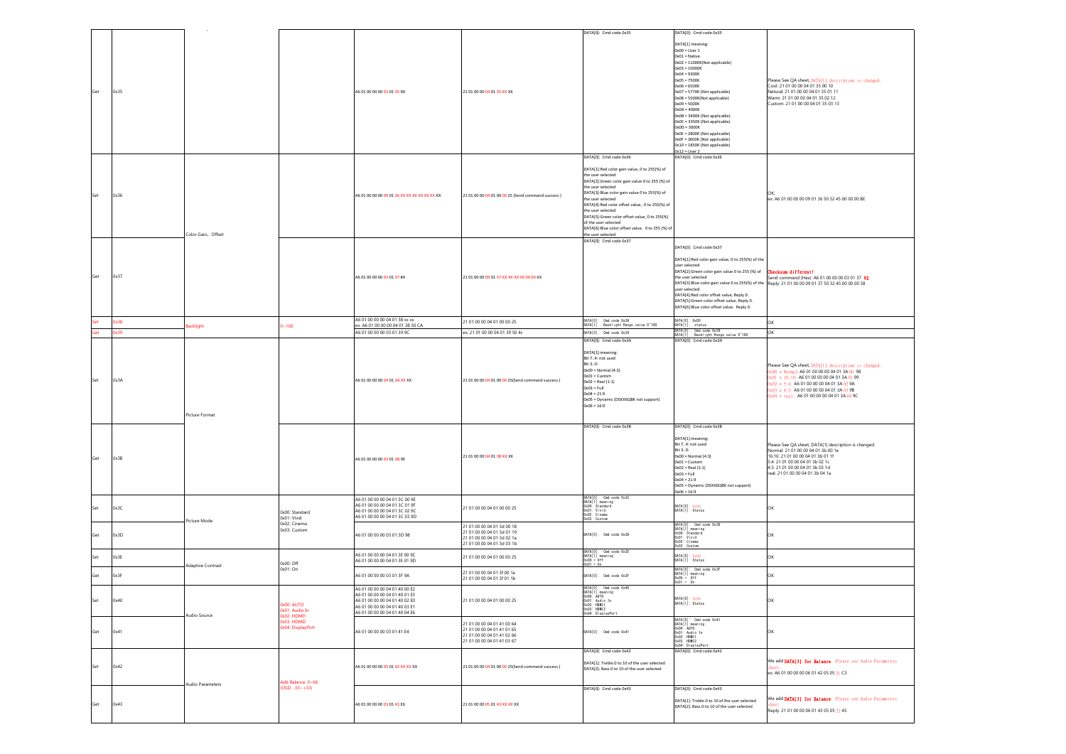| | | | | | | | | |
|---|---|---|---|---|---|---|---|---|
| Get | 0x35 | | | A6 01 00 00 00 03 01 35 90 | 21 01 00 00 04 01 35 XX XX | DATA[0]: Cmd code 0x35 | DATA[0]: Cmd code 0x35<br>DATA[1] meaning:<br>0x00 = User 1<br>0x01 = Native<br>0x02 = 11000K(Not applicable)<br>0x03 = 10000K<br>0x04 = 9300K<br>0x05 = 7500K<br>0x06 = 6500K<br>0x07 = 5770K (Not applicable)<br>0x08 = 5500K(Not applicable)<br>0x09 = 5000K<br>0x0A = 4000K<br>0x0B = 3400K (Not applicable)<br>0x0C = 3350K (Not applicable)<br>0x0D = 3000K<br>0x0E = 2800K (Not applicable)<br>0x0F = 2600K (Not applicable)<br>0x10 = 1850K (Not applicable)<br>0x12 = User 2 | Please See QA sheet, DATA[1] description is changed.<br>Cool: 21 01 00 00 04 01 35 00 10<br>Netural: 21 01 00 00 04 01 35 01 11<br>Warm: 21 01 00 00 04 01 35 02 12<br>Custom: 21 01 00 00 04 01 35 03 13 |
| Set | 0x36 | Color Gain, Offset | | A6 01 00 00 00 09 01 36 XX XX XX XX XX XX XX | 21 01 00 00 04 01 00 00 25 (Send command success ) | DATA[0]: Cmd code 0x36<br>DATA[1]:Red color gain value, 0 to 255(%) of the user selected<br>DATA[2]:Green color gain value 0 to 255 (%) of the user selected<br>DATA[3]:Blue color gain value 0 to 255(%) of the user selected<br>DATA[4]:Red color offset value, 0 to 255(%) of the user selected<br>DATA[5]:Green color offset value, 0 to 255(%) of the user selected<br>DATA[6]:Blue color offset value. 0 to 255 (%) of the user selected | DATA[0]: Cmd code 0x36 | OK;<br>ex: A6 01 00 00 00 09 01 36 50 32 45 00 00 00 BE |
| Get | 0x37 | | | A6 01 00 00 00 03 01 37 B4 | 21 01 00 00 09 01 37 XX XX XX 00 00 00 XX | DATA[0]: Cmd code 0x37 | DATA[0]: Cmd code 0x37<br>DATA[1]:Red color gain value, 0 to 255(%) of the user selected<br>DATA[2]:Green color gain value 0 to 255 (%) of the user selected<br>DATA[3]:Blue color gain value 0 to 255(%) of the user selected<br>DATA[4]:Red color offset value, Reply 0.<br>DATA[5]:Green color offset value, Reply 0.<br>DATA[6]:Blue color offset value. Reply 0. | **Checksum different!**<br>Send command (Hex): A6 01 00 00 00 03 01 37 92<br>Reply: 21 01 00 00 09 01 37 50 32 45 00 00 00 38 |
| Set | 0x38 | Backlight | 0~100 | A6 01 00 00 00 04 01 38 xx xx<br>ex: A6 01 00 00 00 04 01 38 50 CA | 21 01 00 00 04 01 00 00 25 | DATA[0]: Cmd code 0x38<br>DATA[1]: Backlight Range value 0~100 | DATA[0]: 0x00<br>DATA[1]: status | OK |
| Get | 0x39 | | | A6 01 00 00 00 03 01 39 9C | ex: 21 01 00 00 04 01 39 50 4c | DATA[0]: Cmd code 0x39 | DATA[0]: Cmd code 0x39<br>DATA[1]: Backlight Range value 0~100 | OK |
| Set | 0x3A | Picture Format | | A6 01 00 00 00 04 01 3A XX XX | 21 01 00 00 04 01 00 00 25(Send command success ) | DATA[0]: Cmd code 0x3A<br>DATA[1]:meaning:<br>Bit 7..4: not used<br>Bit 3..0:<br>0x00 = Normal (4:3)<br>0x01 = Custom<br>0x02 = Real (1:1)<br>0x03 = Full<br>0x04 = 21:9<br>0x05 = Dynamic (DSXX6QBK not support)<br>0x06 = 16:9 | | Please See QA sheet, DATA[1] description is changed.<br>0x00 = Normal: A6 01 00 00 00 04 01 3A 00 98<br>0x01 = 16:10: A6 01 00 00 00 04 01 3A 01 99<br>0x02 = 5:4: A6 01 00 00 00 04 01 3A 02 9A<br>0x03 = 4:3: A6 01 00 00 00 04 01 3A 03 9B<br>0x04 = real: A6 01 00 00 00 04 01 3A 04 9C |
| Get | 0x3B | | | A6 01 00 00 00 03 01 3B 9E | 21 01 00 00 04 01 3B XX XX | DATA[0]: Cmd code 0x3B | DATA[0]: Cmd code 0x3B<br>DATA[1]:meaning:<br>Bit 7..4: not used<br>Bit 3..0:<br>0x00 = Normal (4:3)<br>0x01 = Custom<br>0x02 = Real (1:1)<br>0x03 = Full<br>0x04 = 21:9<br>0x05 = Dynamic (DSXX6QBK not support)<br>0x06 = 16:9 | Please See QA sheet, DATA[1] description is changed.<br>Normal: 21 01 00 00 04 01 3b 00 1e<br>16:10: 21 01 00 00 04 01 3b 01 1f<br>5:4: 21 01 00 00 04 01 3b 02 1c<br>4:3: 21 01 00 00 04 01 3b 03 1d<br>real: 21 01 00 00 04 01 3b 04 1a |
| Set | 0x3C | Picture Mode | 0x00: Standard<br>0x01: Vivid<br>0x02: Cinema<br>0x03: Custom | A6 01 00 00 00 04 01 3C 00 9E<br>A6 01 00 00 00 04 01 3C 01 9F<br>A6 01 00 00 00 04 01 3C 02 9C<br>A6 01 00 00 00 04 01 3C 03 9D | 21 01 00 00 04 01 00 00 25 | DATA[0]: Cmd code 0x3C<br>DATA[1] meaning:<br>0x00: Standard<br>0x01: Vivid<br>0x02: Cinema<br>0x03: Custom | DATA[0]: 0x00<br>DATA[1]: Status | OK |
| Get | 0x3D | | | A6 01 00 00 00 03 01 3D 98 | 21 01 00 00 04 01 3d 00 18<br>21 01 00 00 04 01 3d 01 19<br>21 01 00 00 04 01 3d 02 1a<br>21 01 00 00 04 01 3d 03 1b | DATA[0]: Cmd code 0x3D | DATA[0]: Cmd code 0x3D<br>DATA[1] meaning:<br>0x00: Standard<br>0x01: Vivid<br>0x02: Cinema<br>0x03: Custom | OK |
| Set | 0x3E | Adaptive Contrast | 0x00: Off<br>0x01: On | A6 01 00 00 00 04 01 3E 00 9C<br>A6 01 00 00 00 04 01 3E 01 9D | 21 01 00 00 04 01 00 00 25 | DATA[0]: Cmd code 0x3E<br>DATA[1] meaning:<br>0x00 = Off<br>0x01 = On | DATA[0]: 0x00<br>DATA[1]: Status | OK |
| Get | 0x3F | | | A6 01 00 00 00 03 01 3F 9A | 21 01 00 00 04 01 3f 00 1a<br>21 01 00 00 04 01 3f 01 1b | DATA[0]: Cmd code 0x3F | DATA[0]: Cmd code 0x3F<br>DATA[1] meaning:<br>0x00 = Off<br>0x01 = On | OK |
| Set | 0x40 | Audio Source | 0x00: AUTO<br>0x01: Audio In<br>0x02: HDMI1<br>0x03: HDMI2<br>0x04: DisplayPort | A6 01 00 00 00 04 01 40 00 E2<br>A6 01 00 00 00 04 01 40 01 E3<br>A6 01 00 00 00 04 01 40 02 E0<br>A6 01 00 00 00 04 01 40 03 E1<br>A6 01 00 00 00 04 01 40 04 E6 | 21 01 00 00 04 01 00 00 25 | DATA[0]: Cmd code 0x40<br>DATA[1] meaning:<br>0x00: AUTO<br>0x01: Audio In<br>0x02: HDMI1<br>0x03: HDMI2<br>0x04: DisplayPort | DATA[0]: 0x00<br>DATA[1]: Status | OK |
| Get | 0x41 | | | A6 01 00 00 00 03 01 41 E4 | 21 01 00 00 04 01 41 00 64<br>21 01 00 00 04 01 41 01 65<br>21 01 00 00 04 01 41 02 66<br>21 01 00 00 04 01 41 03 67 | DATA[0]: Cmd code 0x41 | DATA[0]: Cmd code 0x41<br>DATA[1] meaning:<br>0x00: AUTO<br>0x01: Audio In<br>0x02: HDMI1<br>0x03: HDMI2<br>0x04: DisplayPort | OK |
| Set | 0x42 | Audio Parameters | Add Balance: 0~66<br>(OSD: -33~+33) | A6 01 00 00 00 05 01 42 XX XX XX | 21 01 00 00 04 01 00 00 25(Send command success ) | DATA[0]: Cmd code 0x42<br>DATA[1]: Treble.0 to 10 of the user selected<br>DATA[2]: Bass.0 to 10 of the user selected | DATA[0]: Cmd code 0x42 | We add **DATA[3] for Balance**. Please see Audio Parameters sheet.<br>ex: A6 01 00 00 00 06 01 42 05 05 21 C3 |
| Get | 0x43 | | | A6 01 00 00 00 03 01 43 E6 | 21 01 00 00 05 01 43 XX XX XX | DATA[0]: Cmd code 0x43 | DATA[0]: Cmd code 0x43<br>DATA[1]: Treble.0 to 10 of the user selected<br>DATA[2]: Bass.0 to 10 of the user selected | We add **DATA[3] for Balance**. Please see Audio Parameters sheet.<br>Reply: 21 01 00 00 06 01 43 05 05 21 45 |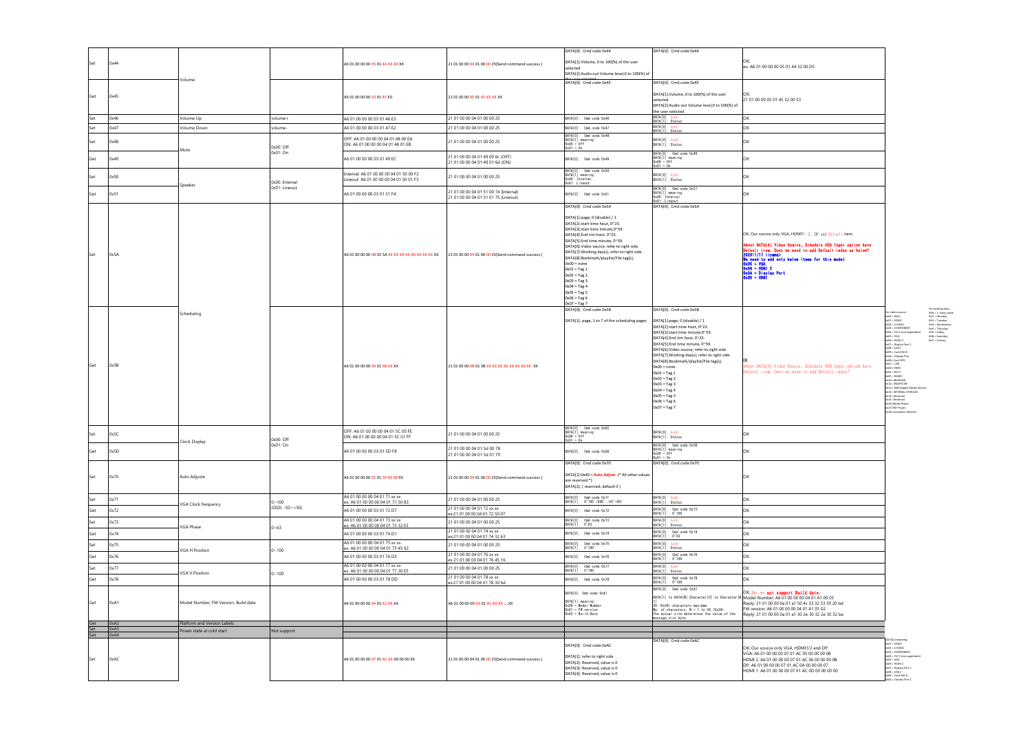| Set/Get | Code | Function | Value | Send | Reply | Data (Send) | Data (Reply) | Remark | |
|---|---|---|---|---|---|---|---|---|---|
| Set | 0x44 | Volume | | A6 01 00 00 00 05 01 44 XX XX XX | 21 01 00 00 04 01 00 00 25(Send command success) | DATA[0]: Cmd code 0x44<br>DATA[1]:Volume, 0 to 100(%) of the user selected<br>DATA[2]:Audio out Volume level,0 to 100(%) of the user selected | DATA[0]: Cmd code 0x44 | OK;<br>ex: A6 01 00 00 00 05 01 44 32 00 D5 | |
| Get | 0x45 | | | A6 01 00 00 00 03 01 45 E0 | 21 01 00 00 05 01 45 XX XX XX | DATA[0]: Cmd code 0x45 | DATA[0]: Cmd code 0x45<br>DATA[1]:Volume, 0 to 100(%) of the user selected<br>DATA[2]:Audio out Volume level,0 to 100(%) of the user selected | OK;<br>21 01 00 00 05 01 45 32 00 53 | |
| Set | 0x46 | Volume Up | volume+ | A6 01 00 00 00 03 01 46 E3 | 21 01 00 00 04 01 00 00 25 | DATA[0]: Cmd code 0x46 | DATA[0]: 0x00<br>DATA[1]: Status | OK | |
| Set | 0x47 | Volume Down | volume- | A6 01 00 00 00 03 01 47 E2 | 21 01 00 00 04 01 00 00 25 | DATA[0]: Cmd code 0x47 | DATA[0]: 0x00<br>DATA[1]: Status | OK | |
| Set | 0x48 | Mute | 0x00: Off<br>0x01: On | OFF: A6 01 00 00 00 04 01 48 00 EA<br>ON: A6 01 00 00 00 04 01 48 01 EB | 21 01 00 00 04 01 00 00 25 | DATA[0]: Cmd code 0x48<br>DATA[1] meaning:<br>0x00 = Off<br>0x01 = On | DATA[0]: 0x00<br>DATA[1]: Status | OK | |
| Get | 0x49 | | | A6 01 00 00 00 03 01 49 EC | 21 01 00 00 04 01 49 00 6c (OFF)<br>21 01 00 00 04 01 49 01 6d (ON) | DATA[0]: Cmd code 0x49 | DATA[0]: Cmd code 0x49<br>DATA[1] meaning:<br>0x00 = Off<br>0x01 = On | OK | |
| Set | 0x50 | Speaker | 0x00: Internal<br>0x01: Lineout | Internal: A6 01 00 00 00 04 01 50 00 F2<br>Lineout: A6 01 00 00 00 04 01 50 01 F3 | 21 01 00 00 04 01 00 00 25 | DATA[0]: Cmd code 0x50<br>DATA[1] meaning:<br>0x00: Internal<br>0x01: L:ineout | DATA[0]: 0x00<br>DATA[1]: Status | OK | |
| Get | 0x51 | | | A6 01 00 00 00 03 01 51 F4 | 21 01 00 00 04 01 51 00 74 (Internal)<br>21 01 00 00 04 01 51 01 75 (Lineout) | DATA[0]: Cmd code 0x51 | DATA[0]: Cmd code 0x51<br>DATA[1] meaning:<br>0x00: Internal<br>0x01: Lineout | OK | |
| Set | 0x5A | Scheduling | | A6 01 00 00 00 0B 01 5A XX XX XX XX XX XX XX XX XX | 21 01 00 00 04 01 00 00 25(Send command success) | DATA[0]: Cmd code 0x5A<br>DATA[1]:page, 0 (disable) / 1<br>DATA[2]:start time hout, 0~23.<br>DATA[3]:start time minute,0~59.<br>DATA[4]:End tim hout, 0~23.<br>DATA[5]:End time minute, 0~59.<br>DATA[6]:Video source, refer to right side.<br>DATA[7]:Working day(s), refer to right side.<br>DATA[8]:Bookmark/playlist/File tag(s),<br>0x00 = none<br>0x01 = Tag 1<br>0x02 = Tag 2<br>0x03 = Tag 3<br>0x04 = Tag 4<br>0x05 = Tag 5<br>0x06 = Tag 6<br>0x07 = Tag 7 | DATA[0]: Cmd code 0x5A | OK: Our source only VGA, HDMI1、2、DP and Default item.<br>About DATA[6] Video Source, Schedule OSD Input option have Default item. Does we need to add Default index as below? 202011/17 (iyume)<br>We need to add only below items for this model.<br>0x05 = VGA<br>0x06 = HDMI 2<br>0x0A = Display Port<br>0x0D = HDMI | |
| Get | 0x5B | | | A6 01 00 00 00 04 01 5B XX XX | 21 01 00 00 0B 01 5B XX XX XX XX XX XX XX XX XX | DATA[0]: Cmd code 0x5B<br>DATA[1]: page, 1 to 7 of the scheduling pages | DATA[0]: Cmd code 0x5B<br>DATA[1]:page, 0 (disable) / 1<br>DATA[2]:start time hout, 0~23.<br>DATA[3]:start time minute,0~59.<br>DATA[4]:End tim hout, 0~23.<br>DATA[5]:End time minute, 0~59.<br>DATA[6]:Video source, refer to right side.<br>DATA[7]:Working day(s), refer to right side.<br>DATA[8]:Bookmark/playlist/File tag(s),<br>0x00 = none<br>0x01 = Tag 1<br>0x02 = Tag 2<br>0x03 = Tag 3<br>0x04 = Tag 4<br>0x05 = Tag 5<br>0x06 = Tag 6<br>0x07 = Tag 7 | OK<br>About DATA[6] Video Source, Schedule OSD Input option have Default item. Does we need to add Default index? | For video source:<br>0x00 = NULL<br>0x01 = VIDEO<br>0x02 = S-VIDEO<br>0x03 = COMPONENT<br>0x04 = CVI 2 (not applicable)<br>0x05 = VGA<br>0x06 = HDMI 2<br>0x07 = Display Port 2<br>0x08 = USB 2<br>0x09 = Card DVI-D<br>0x0A = Display Port<br>0x0B= Card OPS<br>0x0C = USB<br>0x0D= HDMI<br>0x0E= DVI-D<br>0x0F = HDMI 3<br>0x10= BROWSER<br>0x11= SMARTCMS<br>0x12= DMS (Digital Media Server)<br>0x13= INTERNAL STORAGE<br>0x14= Reserved<br>0x15= Reserved<br>0x16=Media Player<br>0x17=PDF Player<br>0x18=Custom(or Default)<br>For working days:<br>Bit0 = 1: every week<br>Bit1 = Monday<br>Bit2 = Tuesday<br>Bit3 = Wednesday<br>Bit4 = Thursday<br>Bit5 = Friday<br>Bit6 = Saturday<br>Bit7 = Sunday |
| Set | 0x5C | Clock Display | 0x00: Off<br>0x01: On | OFF: A6 01 00 00 00 04 01 5C 00 FE<br>ON: A6 01 00 00 00 04 01 5C 01 FF | 21 01 00 00 04 01 00 00 25 | DATA[0]: Cmd code 0x5C<br>DATA[1] meaning:<br>0x00 = Off<br>0x01 = On | DATA[0]: 0x00<br>DATA[1]: Status | OK | |
| Get | 0x5D | | | A6 01 00 00 00 03 01 5D F8 | 21 01 00 00 04 01 5d 00 78<br>21 01 00 00 04 01 5d 01 79 | DATA[0]: Cmd code 0x5D | DATA[0]: Cmd code 0x5D<br>DATA[1] meaning:<br>0x00 = Off<br>0x01 = On | OK | |
| Set | 0x70 | Auto Adjuste | | A6 01 00 00 00 05 01 70 40 00 93 | 21 01 00 00 04 01 00 00 25(Send command success) | DATA[0]: Cmd code 0x70<br>DATA[1]:0x40 = Auto Adjust (* All other values are reserved *)<br>DATA[2]: ( reserved, default 0 ) | DATA[0]: Cmd code 0x70 | OK | |
| Set | 0x71 | VGA Clock frequency | 0~100<br>(OSD: -50~+50) | A6 01 00 00 00 04 01 71 xx xx<br>ex: A6 01 00 00 00 04 01 71 50 83 | 21 01 00 00 04 01 00 00 25 | DATA[0]: Cmd code 0x71<br>DATA[1]: 0~100 (OSD: -50~+50) | DATA[0]: 0x00<br>DATA[1]: Status | OK | |
| Get | 0x72 | | | A6 01 00 00 00 03 01 72 D7 | 21 01 00 00 04 01 72 xx xx<br>ex:21 01 00 00 04 01 72 50 07 | DATA[0]: Cmd code 0x72 | DATA[0]: Cmd code 0x72<br>DATA[1]: 0~100 | OK | |
| Set | 0x73 | VGA Phase | 0~63 | A6 01 00 00 00 04 01 73 xx xx<br>ex: A6 01 00 00 00 04 01 73 32 E3 | 21 01 00 00 04 01 00 00 25 | DATA[0]: Cmd code 0x73<br>DATA[1]: 0~63 | DATA[0]: 0x00<br>DATA[1]: Status | OK | |
| Get | 0x74 | | | A6 01 00 00 00 03 01 74 D1 | 21 01 00 00 04 01 74 xx xx<br>ex:21 01 00 00 04 01 74 32 63 | DATA[0]: Cmd code 0x74 | DATA[0]: Cmd code 0x74<br>DATA[1]: 0~63 | OK | |
| Set | 0x75 | VGA H.Position | 0~100 | A6 01 00 00 00 04 01 75 xx xx<br>ex: A6 01 00 00 00 04 01 75 45 92 | 21 01 00 00 04 01 00 00 25 | DATA[0]: Cmd code 0x75<br>DATA[1]: 0~100 | DATA[0]: 0x00<br>DATA[1]: Status | OK | |
| Get | 0x76 | | | A6 01 00 00 00 03 01 76 D3 | 21 01 00 00 04 01 76 xx xx<br>ex:21 01 00 00 04 01 76 45 16 | DATA[0]: Cmd code 0x76 | DATA[0]: Cmd code 0x76<br>DATA[1]: 0~100 | OK | |
| Set | 0x77 | VGA V.Position | 0~100 | A6 01 00 00 00 04 01 77 xx xx<br>ex: A6 01 00 00 00 04 01 77 30 E5 | 21 01 00 00 04 01 00 00 25 | DATA[0]: Cmd code 0x77<br>DATA[1]: 0~100 | DATA[0]: 0x00<br>DATA[1]: Status | OK | |
| Get | 0x78 | | | A6 01 00 00 00 03 01 78 DD | 21 01 00 00 04 01 78 xx xx<br>ex:21 01 00 00 04 01 78 30 6d | DATA[0]: Cmd code 0x78 | DATA[0]: Cmd code 0x78<br>DATA[1]: 0~100 | OK | |
| Get | 0xA1 | Model Number, FW Version, Build date | | A6 01 00 00 00 04 01 A1 XX XX | A6 01 00 00 00 XX 01 A1 XX XX … XX | DATA[0]: Cmd code 0xA1<br>DATA[1] meaning:<br>0x00 = Model Number<br>0x01 = FW version<br>0x02 = Build Date | DATA[0]: Cmd code 0xA1<br>DATA[1] to DATA[N]:Character[0] to Character[N-1]<br>36 (0x24) characters maximum.<br>No. of characters, N = 1 to 36 (0x24).<br>The actual size determines the value of the message size byte. | OK; But we not support Build date.<br>Model Number: A6 01 00 00 00 04 01 A1 00 03<br>Reply: 21 01 00 00 0a 01 a1 50 4c 33 32 33 39 20 bd<br>FW version: A6 01 00 00 00 04 01 A1 01 02<br>Reply: 21 01 00 00 0a 01 a1 30 2e 30 32 2e 30 32 ba | |
| Get | 0xA2 | Platform and Version Labels | | | | | | | |
| Set | 0xA3 | Power state at cold start | Not support | | | | | | |
| Get | 0xA4 | | | | | | | | |
| Set | 0xAC | | | A6 01 00 00 00 07 01 AC XX 00 00 00 XX | 21 01 00 00 04 01 00 00 25(Send command success) | DATA[0]: Cmd code 0xAC<br>DATA[1]: refer to right side<br>DATA[2]: Reserved, value is 0<br>DATA[3]: Reserved, value is 0<br>DATA[4]: Reserved, value is 0 | DATA[0]: Cmd code 0xAC | OK; Our source only VGA, HDMI1/2 and DP.<br>VGA: A6 01 00 00 00 07 01 AC 05 00 00 00 08<br>HDMI 2: A6 01 00 00 00 07 01 AC 06 00 00 00 0B<br>DP: A6 01 00 00 00 07 01 AC 0A 00 00 00 07<br>HDMI 1: A6 01 00 00 00 07 01 AC 0D 00 00 00 00 | DATA[1] meaning:<br>0x01 = VIDEO<br>0x02 = S-VIDEO<br>0x03 = COMPONENT<br>0x04 = CVI 2 (not applicable)<br>0x05 = VGA<br>0x06 = HDMI 2<br>0x07 = Display Port 2<br>0x08 = USB 2<br>0x09 = Card DVI-D<br>0x0A = Display Port 1 |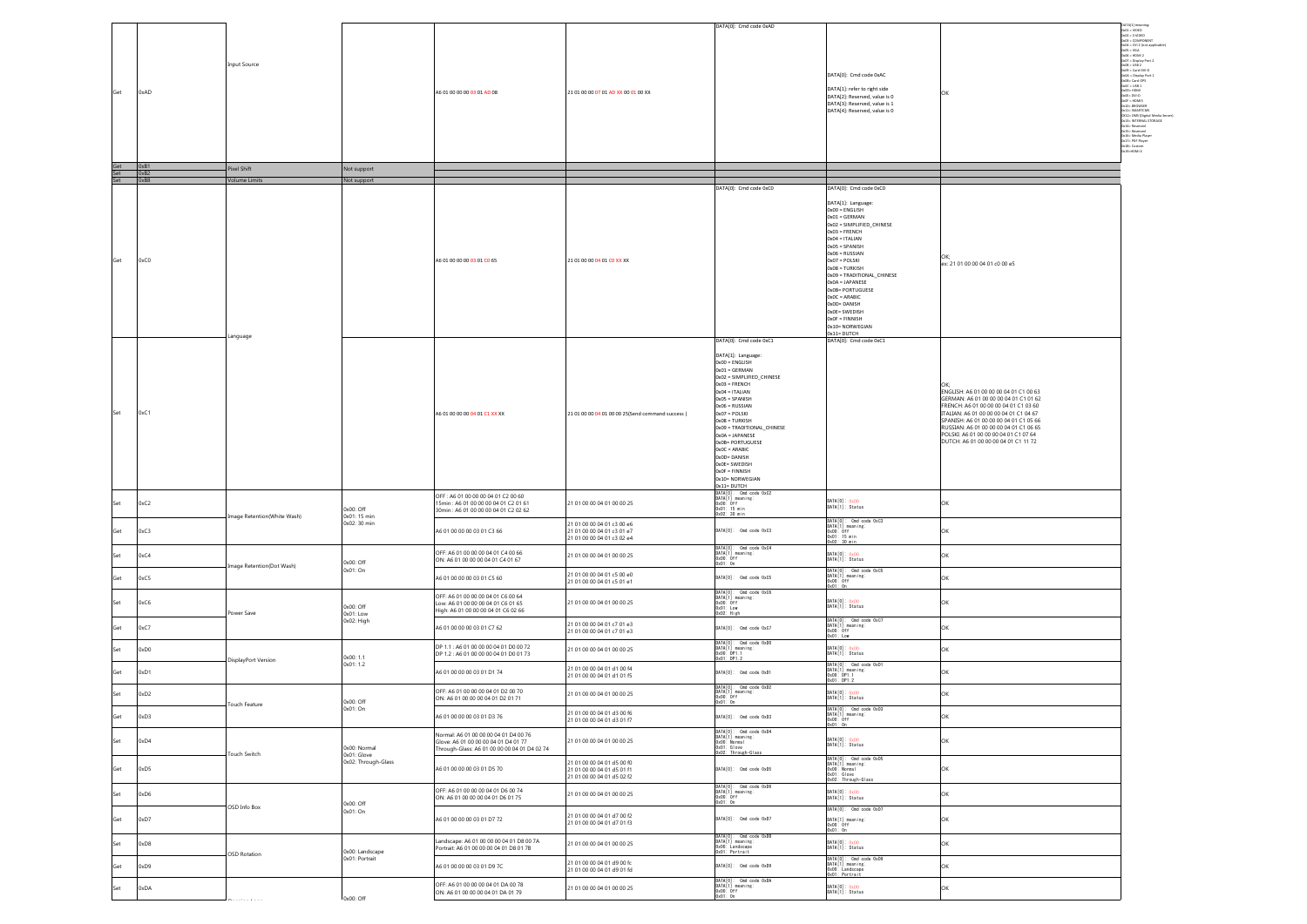| | | | | | | | | | |
|---|---|---|---|---|---|---|---|---|---|
| Get | 0xAD | Input Source | | A6 01 00 00 00 03 01 AD 08 | 21 01 00 00 07 01 AD XX 00 01 00 XX | DATA[0]: Cmd code 0xAD | DATA[0]: Cmd code 0xAC<br>DATA[1]: refer to right side<br>DATA[2]: Reserved, value is 0<br>DATA[3]: Reserved, value is 1<br>DATA[4]: Reserved, value is 0 | OK | DATA[1] meaning:<br>0x01 = VIDEO<br>0x02 = S-VIDEO<br>0x03 = COMPONENT<br>0x04 = CVI 2 (not applicable)<br>0x05 = VGA<br>0x06 = HDMI 2<br>0x07 = Display Port 2<br>0x08 = USB 2<br>0x09 = Card DVI-D<br>0x0A = Display Port 1<br>0x0B = Card OPS<br>0x0C = USB 1<br>0x0D = HDMI<br>0x0E = DVI-D<br>0x0F = HDMI 3<br>0x10 = BROWSER<br>0x11 = SMARTCMS<br>0x12 = DMS (Digital Media Server)<br>0x13 = INTERNAL STORAGE<br>0x14 = Reserved<br>0x15 = Reserved<br>0x16 = Media Player<br>0x17 = PDF Player<br>0x18 = Custom<br>0x19 = HDMI 4 |
| Get | 0xB1 | Pixel Shift | Not support | | | | | | |
| Set | 0xB2 | | | | | | | | |
| Set | 0xB8 | Volume Limits | Not support | | | | | | |
| Get | 0xC0 | Language | | A6 01 00 00 00 03 01 C0 65 | 21 01 00 00 04 01 C0 XX XX | DATA[0]: Cmd code 0xC0 | DATA[0]: Cmd code 0xC0<br>DATA[1]: Language:<br>0x00 = ENGLISH<br>0x01 = GERMAN<br>0x02 = SIMPLIFIED_CHINESE<br>0x03 = FRENCH<br>0x04 = ITALIAN<br>0x05 = SPANISH<br>0x06 = RUSSIAN<br>0x07 = POLSKI<br>0x08 = TURKISH<br>0x09 = TRADITIONAL_CHINESE<br>0x0A = JAPANESE<br>0x0B= PORTUGUESE<br>0x0C = ARABIC<br>0x0D= DANISH<br>0x0E= SWEDISH<br>0x0F = FINNISH<br>0x10= NORWEGIAN<br>0x11= DUTCH | OK;<br>ex: 21 01 00 00 04 01 c0 00 e5 | |
| Set | 0xC1 | | | A6 01 00 00 00 04 01 C1 XX XX | 21 01 00 00 04 01 00 00 25(Send command success ) | DATA[0]: Cmd code 0xC1<br>DATA[1]: Language:<br>0x00 = ENGLISH<br>0x01 = GERMAN<br>0x02 = SIMPLIFIED_CHINESE<br>0x03 = FRENCH<br>0x04 = ITALIAN<br>0x05 = SPANISH<br>0x06 = RUSSIAN<br>0x07 = POLSKI<br>0x08 = TURKISH<br>0x09 = TRADITIONAL_CHINESE<br>0x0A = JAPANESE<br>0x0B= PORTUGUESE<br>0x0C = ARABIC<br>0x0D= DANISH<br>0x0E= SWEDISH<br>0x0F = FINNISH<br>0x10= NORWEGIAN<br>0x11= DUTCH | DATA[0]: Cmd code 0xC1 | OK;<br>ENGLISH: A6 01 00 00 00 04 01 C1 00 63<br>GERMAN: A6 01 00 00 00 04 01 C1 01 62<br>FRENCH: A6 01 00 00 00 04 01 C1 03 60<br>ITALIAN: A6 01 00 00 00 04 01 C1 04 67<br>SPANISH: A6 01 00 00 00 04 01 C1 05 66<br>RUSSIAN: A6 01 00 00 00 04 01 C1 06 65<br>POLSKI: A6 01 00 00 00 04 01 C1 07 64<br>DUTCH: A6 01 00 00 00 04 01 C1 11 72 | |
| Set | 0xC2 | Image Retention(White Wash) | 0x00: Off<br>0x01: 15 min<br>0x02: 30 min | OFF : A6 01 00 00 00 04 01 C2 00 60<br>15min : A6 01 00 00 00 04 01 C2 01 61<br>30min : A6 01 00 00 00 04 01 C2 02 62 | 21 01 00 00 04 01 00 00 25 | DATA[0]: Cmd code 0xC2<br>DATA[1] meaning:<br>0x00: Off<br>0x01: 15 min<br>0x02: 30 min | DATA[0]: 0x00<br>DATA[1]: Status | OK | |
| Get | 0xC3 | | | A6 01 00 00 00 03 01 C3 66 | 21 01 00 00 04 01 c3 00 e6<br>21 01 00 00 04 01 c3 01 e7<br>21 01 00 00 04 01 c3 02 e4 | DATA[0]: Cmd code 0xC3 | DATA[0]: Cmd code 0xC3<br>DATA[1] meaning:<br>0x00: Off<br>0x01: 15 min<br>0x02: 30 min | OK | |
| Set | 0xC4 | Image Retention(Dot Wash) | 0x00: Off<br>0x01: On | OFF: A6 01 00 00 00 04 01 C4 00 66<br>ON: A6 01 00 00 00 04 01 C4 01 67 | 21 01 00 00 04 01 00 00 25 | DATA[0]: Cmd code 0xC4<br>DATA[1] meaning:<br>0x00: Off<br>0x01: On | DATA[0]: 0x00<br>DATA[1]: Status | OK | |
| Get | 0xC5 | | | A6 01 00 00 00 03 01 C5 60 | 21 01 00 00 04 01 c5 00 e0<br>21 01 00 00 04 01 c5 01 e1 | DATA[0]: Cmd code 0xC5 | DATA[0]: Cmd code 0xC5<br>DATA[1] meaning:<br>0x00: Off<br>0x01: On | OK | |
| Set | 0xC6 | Power Save | 0x00: Off<br>0x01: Low<br>0x02: High | OFF: A6 01 00 00 00 04 01 C6 00 64<br>Low: A6 01 00 00 00 04 01 C6 01 65<br>High: A6 01 00 00 00 04 01 C6 02 66 | 21 01 00 00 04 01 00 00 25 | DATA[0]: Cmd code 0xC6<br>DATA[1] meaning:<br>0x00: Off<br>0x01: Low<br>0x02: High | DATA[0]: 0x00<br>DATA[1]: Status | OK | |
| Get | 0xC7 | | | A6 01 00 00 00 03 01 C7 62 | 21 01 00 00 04 01 c7 01 e3<br>21 01 00 00 04 01 c7 01 e3 | DATA[0]: Cmd code 0xC7 | DATA[0]: Cmd code 0xC7<br>DATA[1] meaning:<br>0x00: Off<br>0x01: Low | OK | |
| Set | 0xD0 | DisplayPort Version | 0x00: 1.1<br>0x01: 1.2 | DP 1.1 : A6 01 00 00 00 04 01 D0 00 72<br>DP 1.2 : A6 01 00 00 00 04 01 D0 01 73 | 21 01 00 00 04 01 00 00 25 | DATA[0]: Cmd code 0xD0<br>DATA[1] meaning:<br>0x00: DP1.1<br>0x01: DP1.2 | DATA[0]: 0x00<br>DATA[1]: Status | OK | |
| Get | 0xD1 | | | A6 01 00 00 00 03 01 D1 74 | 21 01 00 00 04 01 d1 00 f4<br>21 01 00 00 04 01 d1 01 f5 | DATA[0]: Cmd code 0xD1 | DATA[0]: Cmd code 0xD1<br>DATA[1] meaning:<br>0x00: DP1.1<br>0x01: DP1.2 | OK | |
| Set | 0xD2 | Touch Feature | 0x00: Off<br>0x01: On | OFF: A6 01 00 00 00 04 01 D2 00 70<br>ON: A6 01 00 00 00 04 01 D2 01 71 | 21 01 00 00 04 01 00 00 25 | DATA[0]: Cmd code 0xD2<br>DATA[1] meaning:<br>0x00: Off<br>0x01: On | DATA[0]: 0x00<br>DATA[1]: Status | OK | |
| Get | 0xD3 | | | A6 01 00 00 00 03 01 D3 76 | 21 01 00 00 04 01 d3 00 f6<br>21 01 00 00 04 01 d3 01 f7 | DATA[0]: Cmd code 0xD3 | DATA[0]: Cmd code 0xD3<br>DATA[1] meaning:<br>0x00: Off<br>0x01: On | OK | |
| Set | 0xD4 | Touch Switch | 0x00: Normal<br>0x01: Glove<br>0x02: Through-Glass | Normal: A6 01 00 00 00 04 01 D4 00 76<br>Glove: A6 01 00 00 00 04 01 D4 01 77<br>Through-Glass: A6 01 00 00 00 04 01 D4 02 74 | 21 01 00 00 04 01 00 00 25 | DATA[0]: Cmd code 0xD4<br>DATA[1] meaning:<br>0x00: Normal<br>0x01: Glove<br>0x02: Through-Glass | DATA[0]: 0x00<br>DATA[1]: Status | OK | |
| Get | 0xD5 | | | A6 01 00 00 00 03 01 D5 70 | 21 01 00 00 04 01 d5 00 f0<br>21 01 00 00 04 01 d5 01 f1<br>21 01 00 00 04 01 d5 02 f2 | DATA[0]: Cmd code 0xD5 | DATA[0]: Cmd code 0xD5<br>DATA[1] meaning:<br>0x00: Normal<br>0x01: Glove<br>0x02: Through-Glass | OK | |
| Set | 0xD6 | OSD Info Box | 0x00: Off<br>0x01: On | OFF: A6 01 00 00 00 04 01 D6 00 74<br>ON: A6 01 00 00 00 04 01 D6 01 75 | 21 01 00 00 04 01 00 00 25 | DATA[0]: Cmd code 0xD6<br>DATA[1] meaning:<br>0x00: Off<br>0x01: On | DATA[0]: 0x00<br>DATA[1]: Status | OK | |
| Get | 0xD7 | | | A6 01 00 00 00 03 01 D7 72 | 21 01 00 00 04 01 d7 00 f2<br>21 01 00 00 04 01 d7 01 f3 | DATA[0]: Cmd code 0xD7 | DATA[0]: Cmd code 0xD7<br>DATA[1] meaning:<br>0x00: Off<br>0x01: On | OK | |
| Set | 0xD8 | OSD Rotation | 0x00: Landscape<br>0x01: Portrait | Landscape: A6 01 00 00 00 04 01 D8 00 7A<br>Portrait: A6 01 00 00 00 04 01 D8 01 7B | 21 01 00 00 04 01 00 00 25 | DATA[0]: Cmd code 0xD8<br>DATA[1] meaning:<br>0x00: Landscape<br>0x01: Portrait | DATA[0]: 0x00<br>DATA[1]: Status | OK | |
| Get | 0xD9 | | | A6 01 00 00 00 03 01 D9 7C | 21 01 00 00 04 01 d9 00 fc<br>21 01 00 00 04 01 d9 01 fd | DATA[0]: Cmd code 0xD9 | DATA[0]: Cmd code 0xD9<br>DATA[1] meaning:<br>0x00: Landscape<br>0x01: Portrait | OK | |
| Set | 0xDA | | 0x00: Off | OFF: A6 01 00 00 00 04 01 DA 00 78<br>ON: A6 01 00 00 00 04 01 DA 01 79 | 21 01 00 00 04 01 00 00 25 | DATA[0]: Cmd code 0xDA<br>DATA[1] meaning:<br>0x00: Off<br>0x01: On | DATA[0]: 0x00<br>DATA[1]: Status | OK | |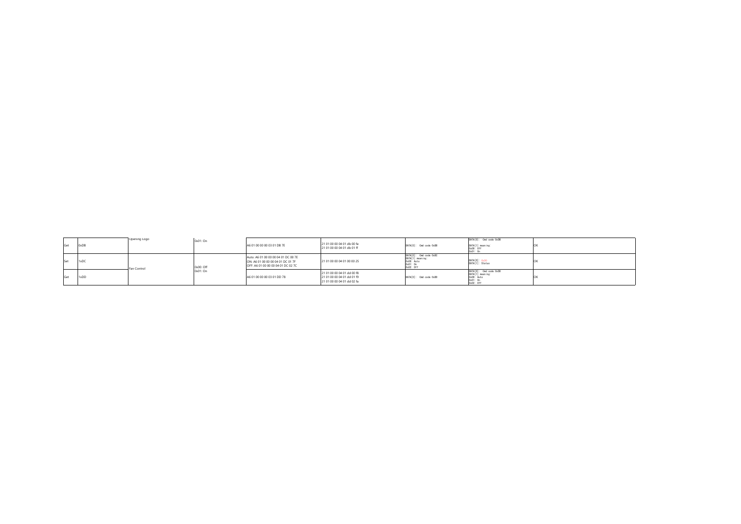| Get | 0xDB | Opening Logo | 0x01: On | A6 01 00 00 00 03 01 DB 7E | 21 01 00 00 04 01 db 00 fe<br>21 01 00 00 04 01 db 01 ff | DATA(0): Cmd code 0xDB | DATA[0]: Cmd code 0xDB<br>DATA[1] meaning:<br>0x00: Off<br>0x01: On | OK |
|---|---|---|---|---|---|---|---|---|
| Set | 1xDC | Fan Control | 0x00: Off<br>0x01: On | Auto: A6 01 00 00 00 04 01 DC 00 7E<br>ON: A6 01 00 00 00 04 01 DC 01 7F<br>OFF: A6 01 00 00 00 04 01 DC 02 7C | 21 01 00 00 04 01 00 00 25 | DATA[0]: Cmd code 0xDC<br>DATA[1] meaning:<br>0x00: Auto<br>0x01: On<br>0x02: Off | DATA[0]: 0x00<br>DATA[1]: Status | OK |
| Get | 1xDD | | | A6 01 00 00 00 03 01 DD 78 | 21 01 00 00 04 01 dd 00 f8<br>21 01 00 00 04 01 dd 01 f9<br>21 01 00 00 04 01 dd 02 fa | DATA(0): Cmd code 0xDD | DATA[0]: Cmd code 0xDD<br>DATA[1] meaning:<br>0x00: Auto<br>0x01: On<br>0x02: Off | OK |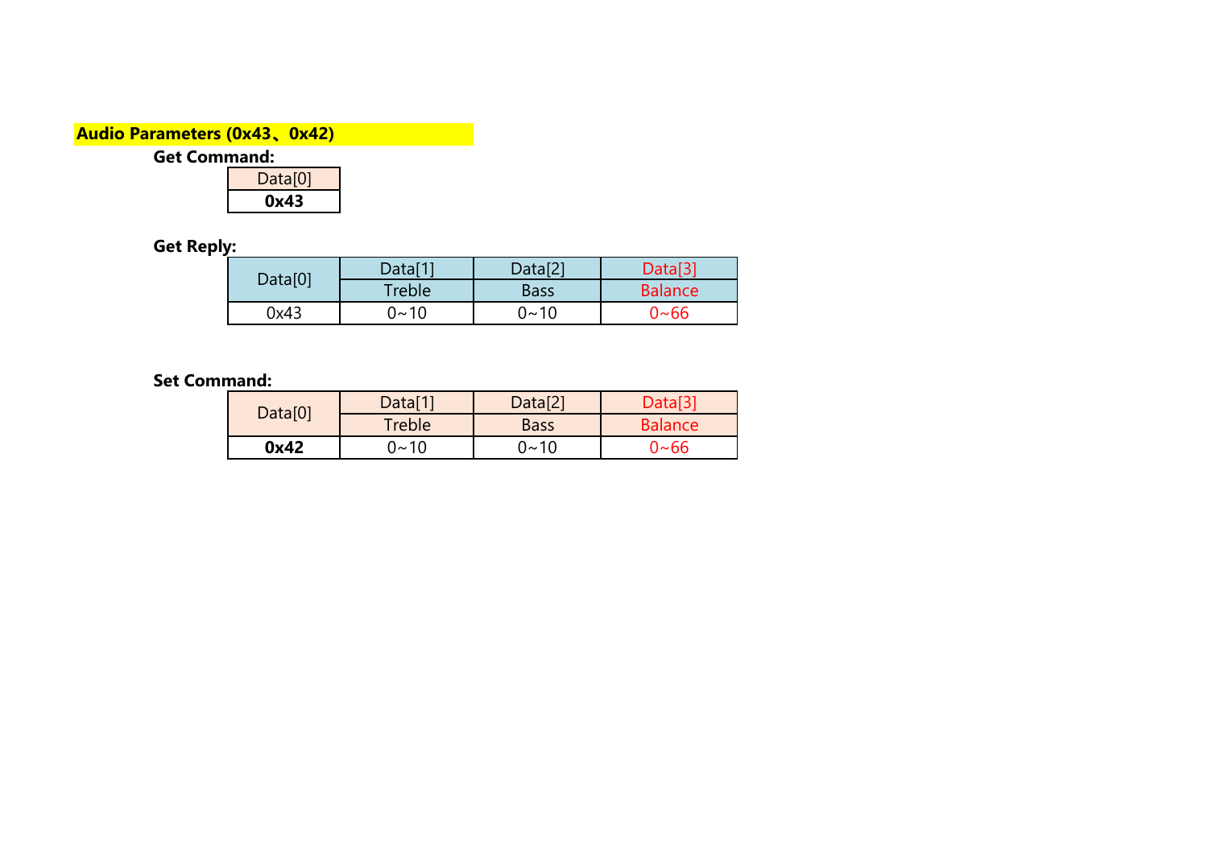## Audio Parameters (0x43、0x42)

**Get Command:**

| Data[0] |
| --- |
| **0x43** |

**Get Reply:**

| Data[0] | Data[1] | Data[2] | Data[3] |
| --- | --- | --- | --- |
| | Treble | Bass | Balance |
| 0x43 | 0~10 | 0~10 | 0~66 |

**Set Command:**

| Data[0] | Data[1] | Data[2] | Data[3] |
| --- | --- | --- | --- |
| | Treble | Bass | Balance |
| **0x42** | 0~10 | 0~10 | 0~66 |